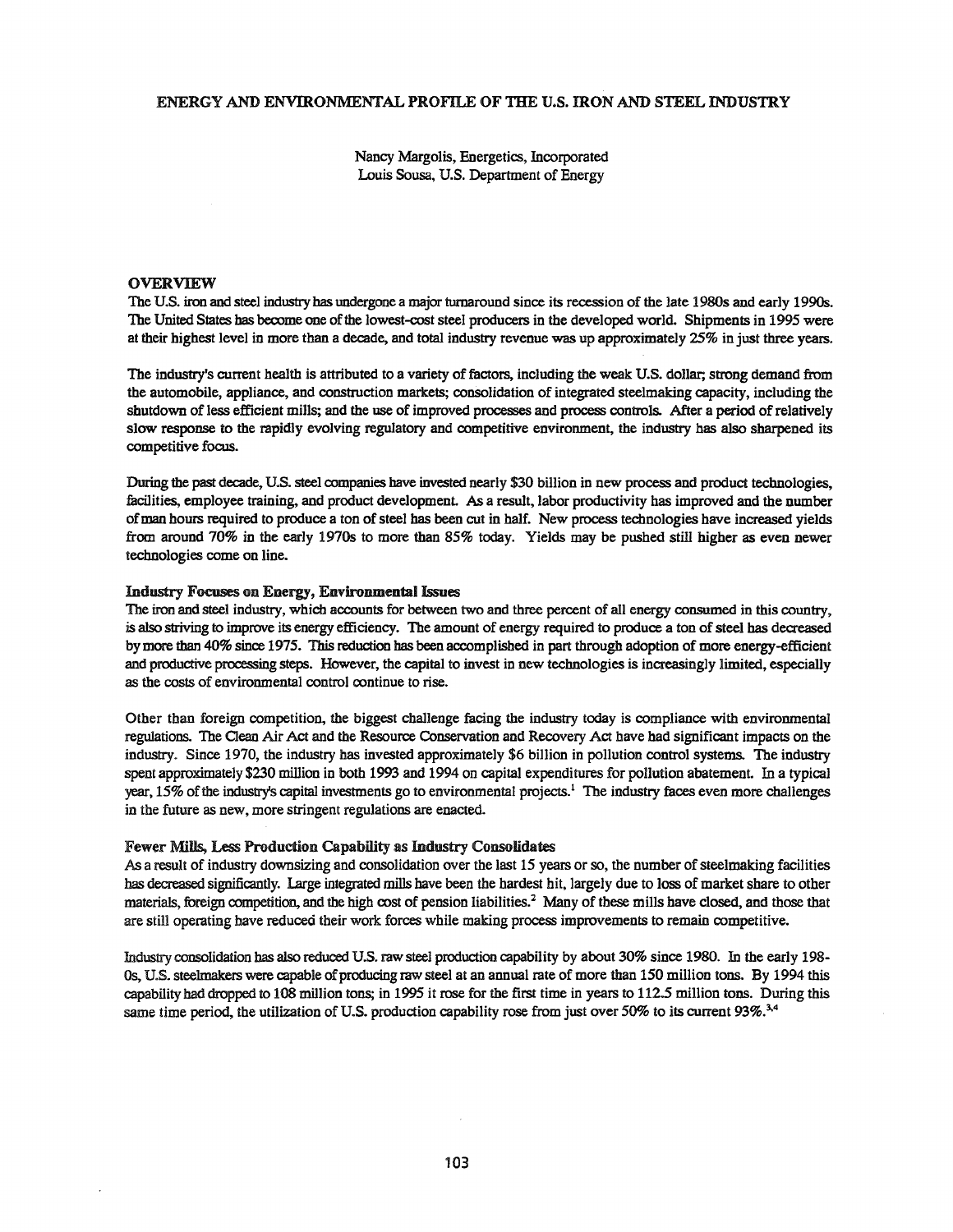# ENERGY AND ENVIRONMENTAL PROFILE OF THE U.S. IRON AND STEEL INDUSTRY

Nancy Margolis, Energetics, Incorporated
Louis Sousa, U.S. Department of Energy

## OVERVIEW

The U.S. iron and steel industry has undergone a major turnaround since its recession of the late 1980s and early 1990s. The United States has become one of the lowest-cost steel producers in the developed world. Shipments in 1995 were at their highest level in more than a decade, and total industry revenue was up approximately 25% in just three years.

The industry's current health is attributed to a variety of factors, including the weak U.S. dollar; strong demand from the automobile, appliance, and construction markets; consolidation of integrated steelmaking capacity, including the shutdown of less efficient mills; and the use of improved processes and process controls. After a period of relatively slow response to the rapidly evolving regulatory and competitive environment, the industry has also sharpened its competitive focus.

During the past decade, U.S. steel companies have invested nearly $30 billion in new process and product technologies, facilities, employee training, and product development. As a result, labor productivity has improved and the number of man hours required to produce a ton of steel has been cut in half. New process technologies have increased yields from around 70% in the early 1970s to more than 85% today. Yields may be pushed still higher as even newer technologies come on line.

### Industry Focuses on Energy, Environmental Issues

The iron and steel industry, which accounts for between two and three percent of all energy consumed in this country, is also striving to improve its energy efficiency. The amount of energy required to produce a ton of steel has decreased by more than 40% since 1975. This reduction has been accomplished in part through adoption of more energy-efficient and productive processing steps. However, the capital to invest in new technologies is increasingly limited, especially as the costs of environmental control continue to rise.

Other than foreign competition, the biggest challenge facing the industry today is compliance with environmental regulations. The Clean Air Act and the Resource Conservation and Recovery Act have had significant impacts on the industry. Since 1970, the industry has invested approximately $6 billion in pollution control systems. The industry spent approximately $230 million in both 1993 and 1994 on capital expenditures for pollution abatement. In a typical year, 15% of the industry's capital investments go to environmental projects.[1] The industry faces even more challenges in the future as new, more stringent regulations are enacted.

### Fewer Mills, Less Production Capability as Industry Consolidates

As a result of industry downsizing and consolidation over the last 15 years or so, the number of steelmaking facilities has decreased significantly. Large integrated mills have been the hardest hit, largely due to loss of market share to other materials, foreign competition, and the high cost of pension liabilities.[2] Many of these mills have closed, and those that are still operating have reduced their work forces while making process improvements to remain competitive.

Industry consolidation has also reduced U.S. raw steel production capability by about 30% since 1980. In the early 1980s, U.S. steelmakers were capable of producing raw steel at an annual rate of more than 150 million tons. By 1994 this capability had dropped to 108 million tons; in 1995 it rose for the first time in years to 112.5 million tons. During this same time period, the utilization of U.S. production capability rose from just over 50% to its current 93%.[3,4]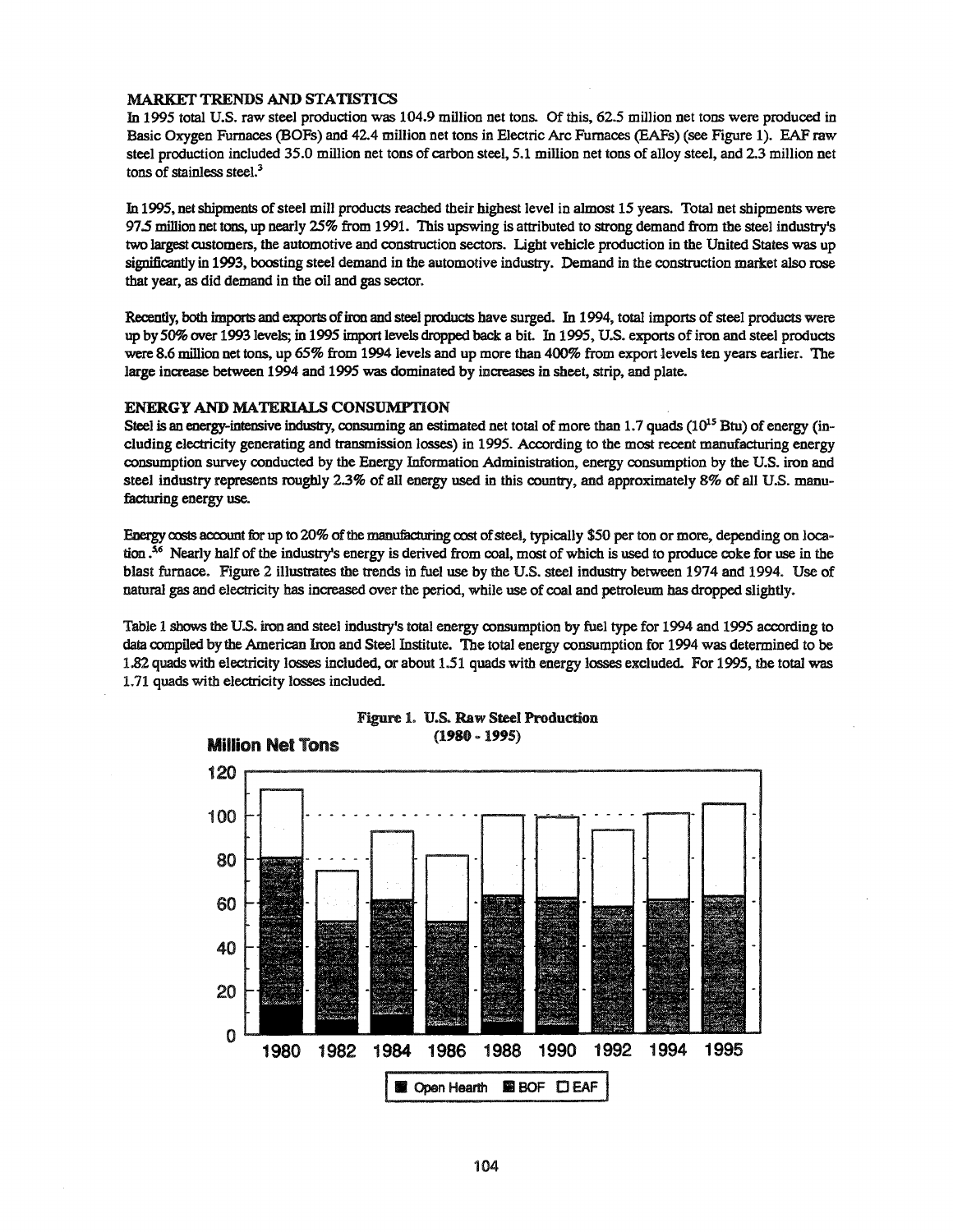## MARKET TRENDS AND STATISTICS

In 1995 total U.S. raw steel production was 104.9 million net tons. Of this, 62.5 million net tons were produced in Basic Oxygen Furnaces (BOFs) and 42.4 million net tons in Electric Arc Furnaces (EAFs) (see Figure 1). EAF raw steel production included 35.0 million net tons of carbon steel, 5.1 million net tons of alloy steel, and 2.3 million net tons of stainless steel.[3]

In 1995, net shipments of steel mill products reached their highest level in almost 15 years. Total net shipments were 97.5 million net tons, up nearly 25% from 1991. This upswing is attributed to strong demand from the steel industry's two largest customers, the automotive and construction sectors. Light vehicle production in the United States was up significantly in 1993, boosting steel demand in the automotive industry. Demand in the construction market also rose that year, as did demand in the oil and gas sector.

Recently, both imports and exports of iron and steel products have surged. In 1994, total imports of steel products were up by 50% over 1993 levels; in 1995 import levels dropped back a bit. In 1995, U.S. exports of iron and steel products were 8.6 million net tons, up 65% from 1994 levels and up more than 400% from export levels ten years earlier. The large increase between 1994 and 1995 was dominated by increases in sheet, strip, and plate.

## ENERGY AND MATERIALS CONSUMPTION

Steel is an energy-intensive industry, consuming an estimated net total of more than 1.7 quads ($10^{15}$ Btu) of energy (including electricity generating and transmission losses) in 1995. According to the most recent manufacturing energy consumption survey conducted by the Energy Information Administration, energy consumption by the U.S. iron and steel industry represents roughly 2.3% of all energy used in this country, and approximately 8% of all U.S. manufacturing energy use.

Energy costs account for up to 20% of the manufacturing cost of steel, typically $50 per ton or more, depending on location.[56] Nearly half of the industry's energy is derived from coal, most of which is used to produce coke for use in the blast furnace. Figure 2 illustrates the trends in fuel use by the U.S. steel industry between 1974 and 1994. Use of natural gas and electricity has increased over the period, while use of coal and petroleum has dropped slightly.

Table 1 shows the U.S. iron and steel industry's total energy consumption by fuel type for 1994 and 1995 according to data compiled by the American Iron and Steel Institute. The total energy consumption for 1994 was determined to be 1.82 quads with electricity losses included, or about 1.51 quads with energy losses excluded. For 1995, the total was 1.71 quads with electricity losses included.

**Figure 1. U.S. Raw Steel Production (1980 - 1995)**

Million Net Tons

Open Hearth | BOF | EAF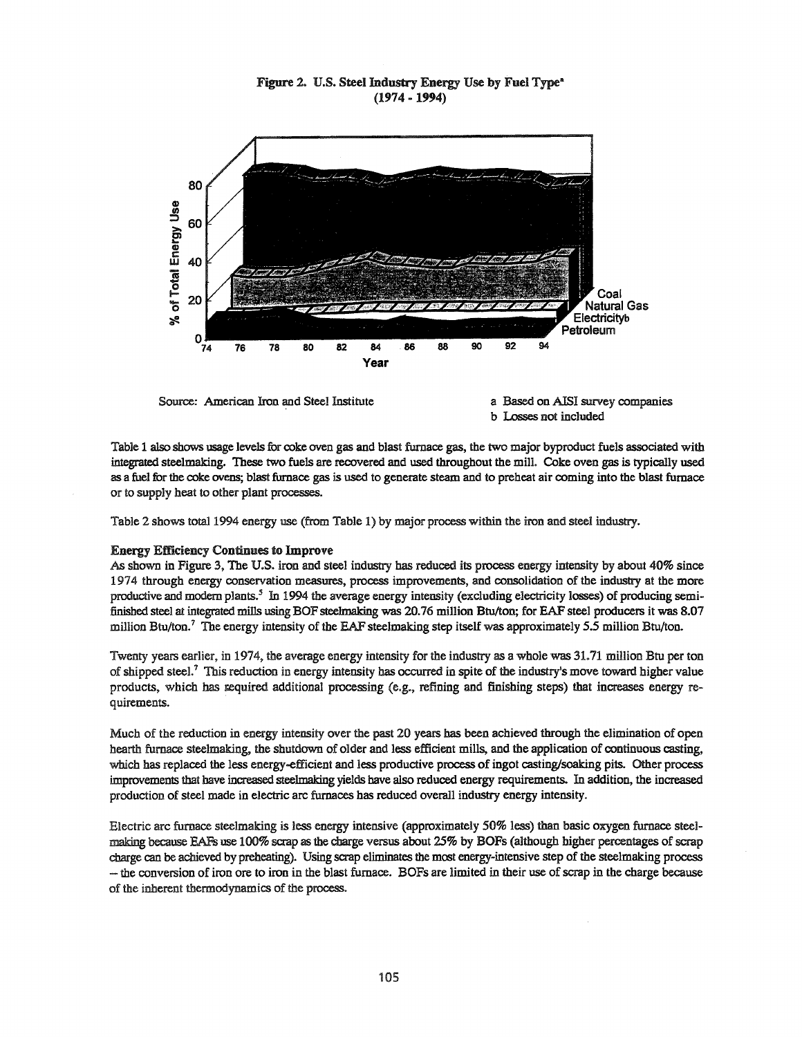**Figure 2. U.S. Steel Industry Energy Use by Fuel Type[a] (1974 - 1994)**

Source: American Iron and Steel Institute

a Based on AISI survey companies
b Losses not included

Table 1 also shows usage levels for coke oven gas and blast furnace gas, the two major byproduct fuels associated with integrated steelmaking. These two fuels are recovered and used throughout the mill. Coke oven gas is typically used as a fuel for the coke ovens; blast furnace gas is used to generate steam and to preheat air coming into the blast furnace or to supply heat to other plant processes.

Table 2 shows total 1994 energy use (from Table 1) by major process within the iron and steel industry.

**Energy Efficiency Continues to Improve**

As shown in Figure 3, The U.S. iron and steel industry has reduced its process energy intensity by about 40% since 1974 through energy conservation measures, process improvements, and consolidation of the industry at the more productive and modern plants.[5] In 1994 the average energy intensity (excluding electricity losses) of producing semi-finished steel at integrated mills using BOF steelmaking was 20.76 million Btu/ton; for EAF steel producers it was 8.07 million Btu/ton.[7] The energy intensity of the EAF steelmaking step itself was approximately 5.5 million Btu/ton.

Twenty years earlier, in 1974, the average energy intensity for the industry as a whole was 31.71 million Btu per ton of shipped steel.[7] This reduction in energy intensity has occurred in spite of the industry's move toward higher value products, which has required additional processing (e.g., refining and finishing steps) that increases energy requirements.

Much of the reduction in energy intensity over the past 20 years has been achieved through the elimination of open hearth furnace steelmaking, the shutdown of older and less efficient mills, and the application of continuous casting, which has replaced the less energy-efficient and less productive process of ingot casting/soaking pits. Other process improvements that have increased steelmaking yields have also reduced energy requirements. In addition, the increased production of steel made in electric arc furnaces has reduced overall industry energy intensity.

Electric arc furnace steelmaking is less energy intensive (approximately 50% less) than basic oxygen furnace steelmaking because EAFs use 100% scrap as the charge versus about 25% by BOFs (although higher percentages of scrap charge can be achieved by preheating). Using scrap eliminates the most energy-intensive step of the steelmaking process – the conversion of iron ore to iron in the blast furnace. BOFs are limited in their use of scrap in the charge because of the inherent thermodynamics of the process.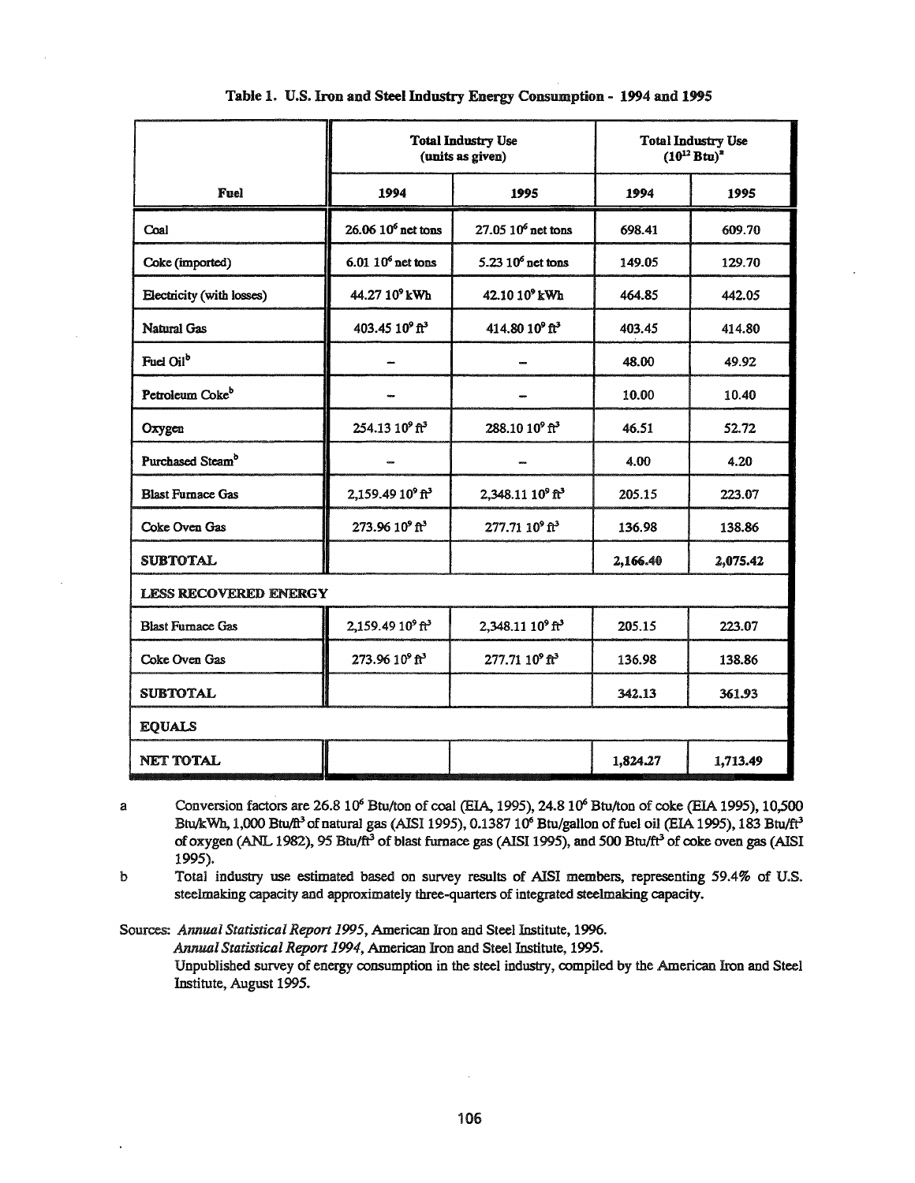**Table 1. U.S. Iron and Steel Industry Energy Consumption - 1994 and 1995**

| Fuel | Total Industry Use (units as given) | | Total Industry Use ($10^{12}$ Btu)[a] | |
|---|---|---|---|---|
| | 1994 | 1995 | 1994 | 1995 |
| Coal | 26.06 $10^6$ net tons | 27.05 $10^6$ net tons | 698.41 | 609.70 |
| Coke (imported) | 6.01 $10^6$ net tons | 5.23 $10^6$ net tons | 149.05 | 129.70 |
| Electricity (with losses) | 44.27 $10^9$ kWh | 42.10 $10^9$ kWh | 464.85 | 442.05 |
| Natural Gas | 403.45 $10^9$ ft$^3$ | 414.80 $10^9$ ft$^3$ | 403.45 | 414.80 |
| Fuel Oil[b] | – | – | 48.00 | 49.92 |
| Petroleum Coke[b] | – | – | 10.00 | 10.40 |
| Oxygen | 254.13 $10^9$ ft$^3$ | 288.10 $10^9$ ft$^3$ | 46.51 | 52.72 |
| Purchased Steam[b] | – | – | 4.00 | 4.20 |
| Blast Furnace Gas | 2,159.49 $10^9$ ft$^3$ | 2,348.11 $10^9$ ft$^3$ | 205.15 | 223.07 |
| Coke Oven Gas | 273.96 $10^9$ ft$^3$ | 277.71 $10^9$ ft$^3$ | 136.98 | 138.86 |
| **SUBTOTAL** | | | **2,166.40** | **2,075.42** |
| **LESS RECOVERED ENERGY** | | | | |
| Blast Furnace Gas | 2,159.49 $10^9$ ft$^3$ | 2,348.11 $10^9$ ft$^3$ | 205.15 | 223.07 |
| Coke Oven Gas | 273.96 $10^9$ ft$^3$ | 277.71 $10^9$ ft$^3$ | 136.98 | 138.86 |
| **SUBTOTAL** | | | 342.13 | 361.93 |
| **EQUALS** | | | | |
| **NET TOTAL** | | | 1,824.27 | 1,713.49 |

a Conversion factors are 26.8 $10^6$ Btu/ton of coal (EIA, 1995), 24.8 $10^6$ Btu/ton of coke (EIA 1995), 10,500 Btu/kWh, 1,000 Btu/ft$^3$ of natural gas (AISI 1995), 0.1387 $10^6$ Btu/gallon of fuel oil (EIA 1995), 183 Btu/ft$^3$ of oxygen (ANL 1982), 95 Btu/ft$^3$ of blast furnace gas (AISI 1995), and 500 Btu/ft$^3$ of coke oven gas (AISI 1995).

b Total industry use estimated based on survey results of AISI members, representing 59.4% of U.S. steelmaking capacity and approximately three-quarters of integrated steelmaking capacity.

Sources: *Annual Statistical Report 1995*, American Iron and Steel Institute, 1996.
*Annual Statistical Report 1994*, American Iron and Steel Institute, 1995.
Unpublished survey of energy consumption in the steel industry, compiled by the American Iron and Steel Institute, August 1995.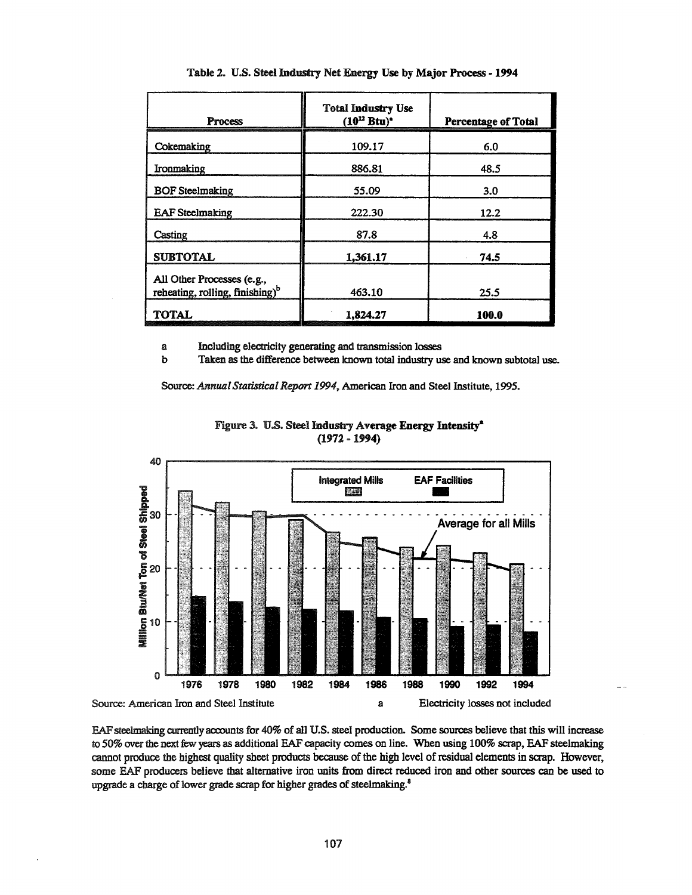**Table 2. U.S. Steel Industry Net Energy Use by Major Process - 1994**

| Process | Total Industry Use ($10^{12}$ Btu)[a] | Percentage of Total |
|---|---|---|
| Cokemaking | 109.17 | 6.0 |
| Ironmaking | 886.81 | 48.5 |
| BOF Steelmaking | 55.09 | 3.0 |
| EAF Steelmaking | 222.30 | 12.2 |
| Casting | 87.8 | 4.8 |
| **SUBTOTAL** | **1,361.17** | **74.5** |
| All Other Processes (e.g., reheating, rolling, finishing)[b] | 463.10 | 25.5 |
| **TOTAL** | **1,824.27** | **100.0** |

a Including electricity generating and transmission losses

b Taken as the difference between known total industry use and known subtotal use.

Source: *Annual Statistical Report 1994*, American Iron and Steel Institute, 1995.

**Figure 3. U.S. Steel Industry Average Energy Intensity[a] (1972 - 1994)**

Source: American Iron and Steel Institute

a Electricity losses not included

EAF steelmaking currently accounts for 40% of all U.S. steel production. Some sources believe that this will increase to 50% over the next few years as additional EAF capacity comes on line. When using 100% scrap, EAF steelmaking cannot produce the highest quality sheet products because of the high level of residual elements in scrap. However, some EAF producers believe that alternative iron units from direct reduced iron and other sources can be used to upgrade a charge of lower grade scrap for higher grades of steelmaking.[8]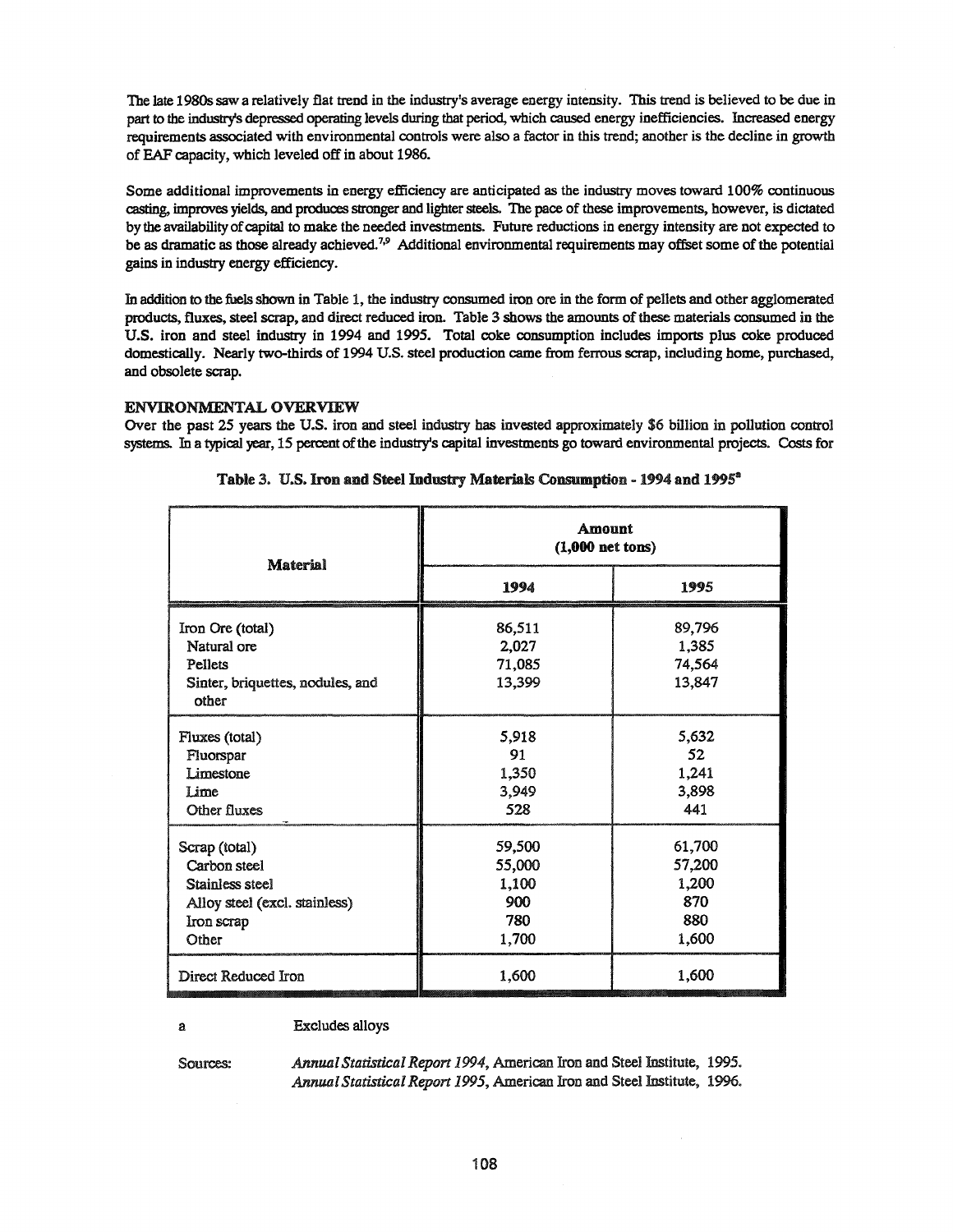The late 1980s saw a relatively flat trend in the industry's average energy intensity. This trend is believed to be due in part to the industry's depressed operating levels during that period, which caused energy inefficiencies. Increased energy requirements associated with environmental controls were also a factor in this trend; another is the decline in growth of EAF capacity, which leveled off in about 1986.

Some additional improvements in energy efficiency are anticipated as the industry moves toward 100% continuous casting, improves yields, and produces stronger and lighter steels. The pace of these improvements, however, is dictated by the availability of capital to make the needed investments. Future reductions in energy intensity are not expected to be as dramatic as those already achieved.[7,9] Additional environmental requirements may offset some of the potential gains in industry energy efficiency.

In addition to the fuels shown in Table 1, the industry consumed iron ore in the form of pellets and other agglomerated products, fluxes, steel scrap, and direct reduced iron. Table 3 shows the amounts of these materials consumed in the U.S. iron and steel industry in 1994 and 1995. Total coke consumption includes imports plus coke produced domestically. Nearly two-thirds of 1994 U.S. steel production came from ferrous scrap, including home, purchased, and obsolete scrap.

## ENVIRONMENTAL OVERVIEW

Over the past 25 years the U.S. iron and steel industry has invested approximately $6 billion in pollution control systems. In a typical year, 15 percent of the industry's capital investments go toward environmental projects. Costs for

**Table 3. U.S. Iron and Steel Industry Materials Consumption - 1994 and 1995[a]**

| Material | Amount (1,000 net tons) | |
|---|---|---|
| | 1994 | 1995 |
| Iron Ore (total) | 86,511 | 89,796 |
| Natural ore | 2,027 | 1,385 |
| Pellets | 71,085 | 74,564 |
| Sinter, briquettes, nodules, and other | 13,399 | 13,847 |
| Fluxes (total) | 5,918 | 5,632 |
| Fluorspar | 91 | 52 |
| Limestone | 1,350 | 1,241 |
| Lime | 3,949 | 3,898 |
| Other fluxes | 528 | 441 |
| Scrap (total) | 59,500 | 61,700 |
| Carbon steel | 55,000 | 57,200 |
| Stainless steel | 1,100 | 1,200 |
| Alloy steel (excl. stainless) | 900 | 870 |
| Iron scrap | 780 | 880 |
| Other | 1,700 | 1,600 |
| Direct Reduced Iron | 1,600 | 1,600 |

a Excludes alloys

Sources: *Annual Statistical Report 1994*, American Iron and Steel Institute, 1995.
*Annual Statistical Report 1995*, American Iron and Steel Institute, 1996.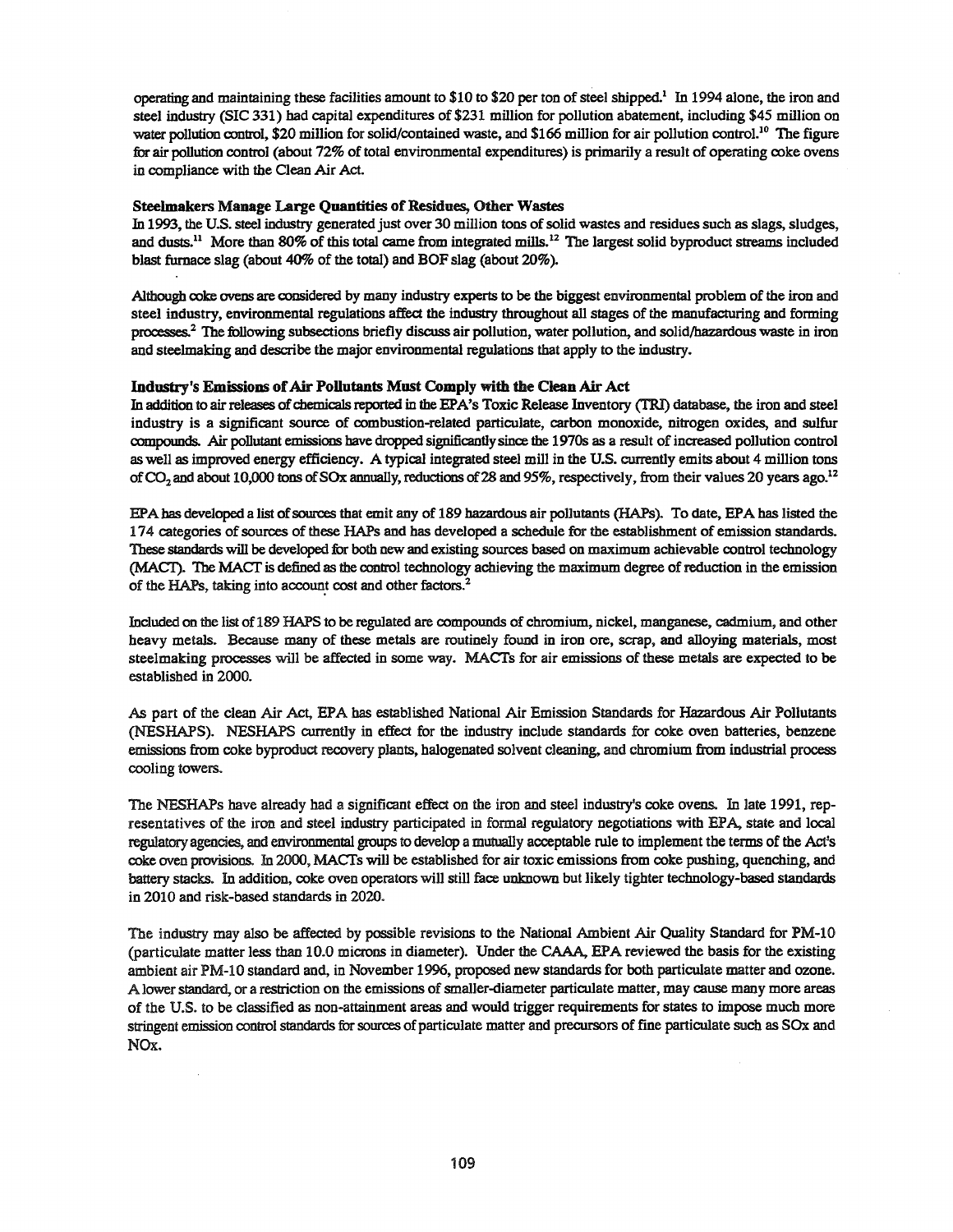operating and maintaining these facilities amount to $10 to $20 per ton of steel shipped.[1] In 1994 alone, the iron and steel industry (SIC 331) had capital expenditures of $231 million for pollution abatement, including $45 million on water pollution control, $20 million for solid/contained waste, and $166 million for air pollution control.[10] The figure for air pollution control (about 72% of total environmental expenditures) is primarily a result of operating coke ovens in compliance with the Clean Air Act.

**Steelmakers Manage Large Quantities of Residues, Other Wastes**

In 1993, the U.S. steel industry generated just over 30 million tons of solid wastes and residues such as slags, sludges, and dusts.[11] More than 80% of this total came from integrated mills.[12] The largest solid byproduct streams included blast furnace slag (about 40% of the total) and BOF slag (about 20%).

Although coke ovens are considered by many industry experts to be the biggest environmental problem of the iron and steel industry, environmental regulations affect the industry throughout all stages of the manufacturing and forming processes.[2] The following subsections briefly discuss air pollution, water pollution, and solid/hazardous waste in iron and steelmaking and describe the major environmental regulations that apply to the industry.

**Industry's Emissions of Air Pollutants Must Comply with the Clean Air Act**

In addition to air releases of chemicals reported in the EPA's Toxic Release Inventory (TRI) database, the iron and steel industry is a significant source of combustion-related particulate, carbon monoxide, nitrogen oxides, and sulfur compounds. Air pollutant emissions have dropped significantly since the 1970s as a result of increased pollution control as well as improved energy efficiency. A typical integrated steel mill in the U.S. currently emits about 4 million tons of $CO_2$ and about 10,000 tons of SOx annually, reductions of 28 and 95%, respectively, from their values 20 years ago.[12]

EPA has developed a list of sources that emit any of 189 hazardous air pollutants (HAPs). To date, EPA has listed the 174 categories of sources of these HAPs and has developed a schedule for the establishment of emission standards. These standards will be developed for both new and existing sources based on maximum achievable control technology (MACT). The MACT is defined as the control technology achieving the maximum degree of reduction in the emission of the HAPs, taking into account cost and other factors.[2]

Included on the list of 189 HAPS to be regulated are compounds of chromium, nickel, manganese, cadmium, and other heavy metals. Because many of these metals are routinely found in iron ore, scrap, and alloying materials, most steelmaking processes will be affected in some way. MACTs for air emissions of these metals are expected to be established in 2000.

As part of the clean Air Act, EPA has established National Air Emission Standards for Hazardous Air Pollutants (NESHAPS). NESHAPS currently in effect for the industry include standards for coke oven batteries, benzene emissions from coke byproduct recovery plants, halogenated solvent cleaning, and chromium from industrial process cooling towers.

The NESHAPs have already had a significant effect on the iron and steel industry's coke ovens. In late 1991, representatives of the iron and steel industry participated in formal regulatory negotiations with EPA, state and local regulatory agencies, and environmental groups to develop a mutually acceptable rule to implement the terms of the Act's coke oven provisions. In 2000, MACTs will be established for air toxic emissions from coke pushing, quenching, and battery stacks. In addition, coke oven operators will still face unknown but likely tighter technology-based standards in 2010 and risk-based standards in 2020.

The industry may also be affected by possible revisions to the National Ambient Air Quality Standard for PM-10 (particulate matter less than 10.0 microns in diameter). Under the CAAA, EPA reviewed the basis for the existing ambient air PM-10 standard and, in November 1996, proposed new standards for both particulate matter and ozone. A lower standard, or a restriction on the emissions of smaller-diameter particulate matter, may cause many more areas of the U.S. to be classified as non-attainment areas and would trigger requirements for states to impose much more stringent emission control standards for sources of particulate matter and precursors of fine particulate such as SOx and NOx.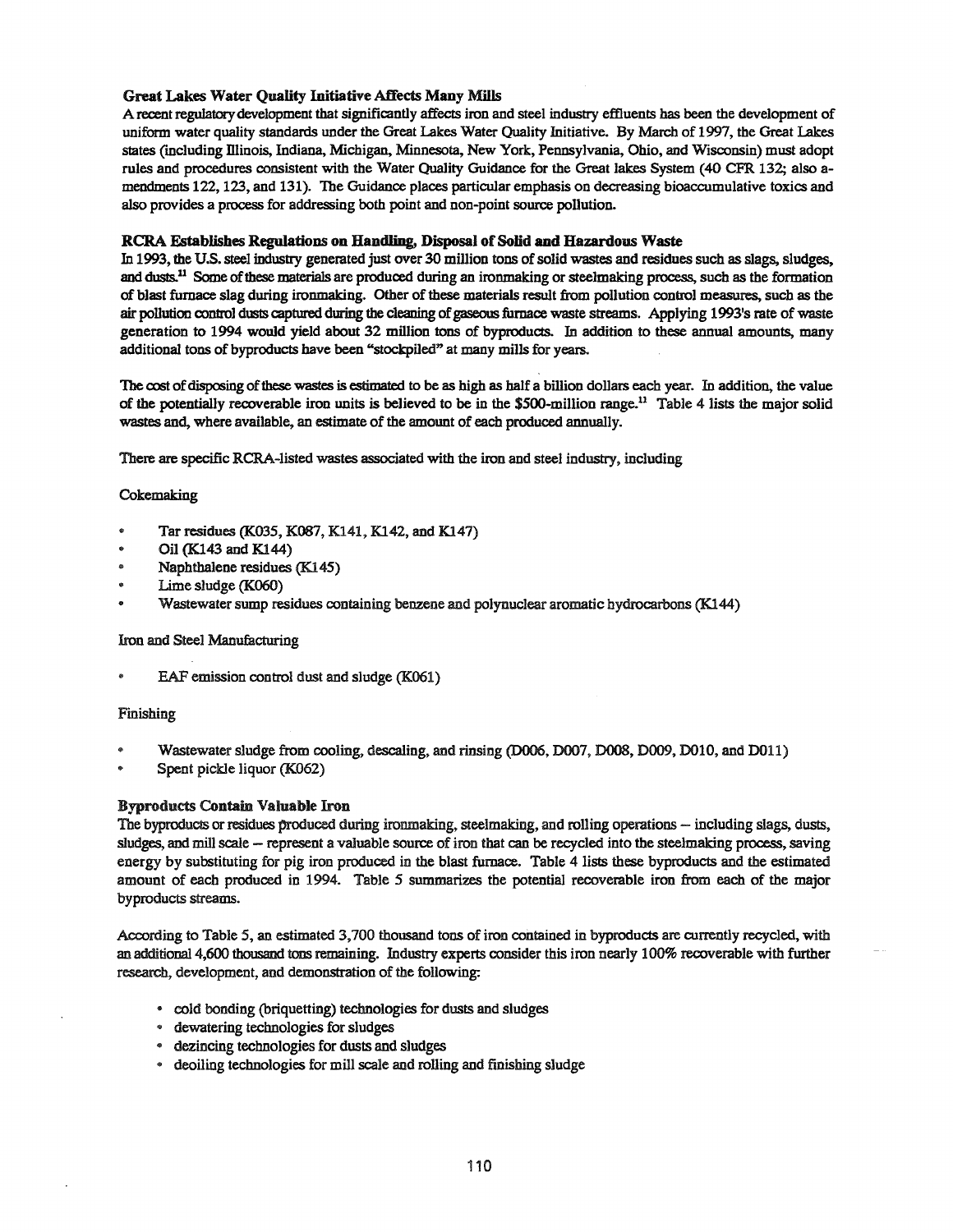### Great Lakes Water Quality Initiative Affects Many Mills

A recent regulatory development that significantly affects iron and steel industry effluents has been the development of uniform water quality standards under the Great Lakes Water Quality Initiative. By March of 1997, the Great Lakes states (including Illinois, Indiana, Michigan, Minnesota, New York, Pennsylvania, Ohio, and Wisconsin) must adopt rules and procedures consistent with the Water Quality Guidance for the Great lakes System (40 CFR 132; also amendments 122, 123, and 131). The Guidance places particular emphasis on decreasing bioaccumulative toxics and also provides a process for addressing both point and non-point source pollution.

### RCRA Establishes Regulations on Handling, Disposal of Solid and Hazardous Waste

In 1993, the U.S. steel industry generated just over 30 million tons of solid wastes and residues such as slags, sludges, and dusts.[11] Some of these materials are produced during an ironmaking or steelmaking process, such as the formation of blast furnace slag during ironmaking. Other of these materials result from pollution control measures, such as the air pollution control dusts captured during the cleaning of gaseous furnace waste streams. Applying 1993's rate of waste generation to 1994 would yield about 32 million tons of byproducts. In addition to these annual amounts, many additional tons of byproducts have been "stockpiled" at many mills for years.

The cost of disposing of these wastes is estimated to be as high as half a billion dollars each year. In addition, the value of the potentially recoverable iron units is believed to be in the $500-million range.[11] Table 4 lists the major solid wastes and, where available, an estimate of the amount of each produced annually.

There are specific RCRA-listed wastes associated with the iron and steel industry, including

Cokemaking

- Tar residues (K035, K087, K141, K142, and K147)
- Oil (K143 and K144)
- Naphthalene residues (K145)
- Lime sludge (K060)
- Wastewater sump residues containing benzene and polynuclear aromatic hydrocarbons (K144)

Iron and Steel Manufacturing

- EAF emission control dust and sludge (K061)

Finishing

- Wastewater sludge from cooling, descaling, and rinsing (D006, D007, D008, D009, D010, and D011)
- Spent pickle liquor (K062)

### Byproducts Contain Valuable Iron

The byproducts or residues produced during ironmaking, steelmaking, and rolling operations -- including slags, dusts, sludges, and mill scale -- represent a valuable source of iron that can be recycled into the steelmaking process, saving energy by substituting for pig iron produced in the blast furnace. Table 4 lists these byproducts and the estimated amount of each produced in 1994. Table 5 summarizes the potential recoverable iron from each of the major byproducts streams.

According to Table 5, an estimated 3,700 thousand tons of iron contained in byproducts are currently recycled, with an additional 4,600 thousand tons remaining. Industry experts consider this iron nearly 100% recoverable with further research, development, and demonstration of the following:

- cold bonding (briquetting) technologies for dusts and sludges
- dewatering technologies for sludges
- dezincing technologies for dusts and sludges
- deoiling technologies for mill scale and rolling and finishing sludge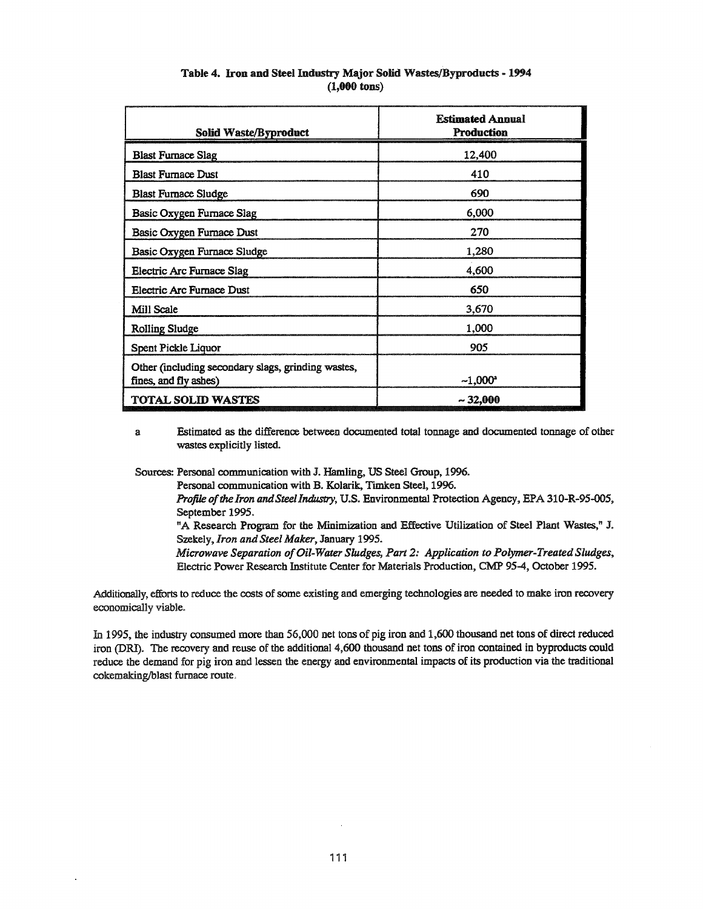**Table 4. Iron and Steel Industry Major Solid Wastes/Byproducts - 1994 (1,000 tons)**

| Solid Waste/Byproduct | Estimated Annual Production |
|---|---|
| Blast Furnace Slag | 12,400 |
| Blast Furnace Dust | 410 |
| Blast Furnace Sludge | 690 |
| Basic Oxygen Furnace Slag | 6,000 |
| Basic Oxygen Furnace Dust | 270 |
| Basic Oxygen Furnace Sludge | 1,280 |
| Electric Arc Furnace Slag | 4,600 |
| Electric Arc Furnace Dust | 650 |
| Mill Scale | 3,670 |
| Rolling Sludge | 1,000 |
| Spent Pickle Liquor | 905 |
| Other (including secondary slags, grinding wastes, fines, and fly ashes) | ~1,000[a] |
| **TOTAL SOLID WASTES** | **~ 32,000** |

a Estimated as the difference between documented total tonnage and documented tonnage of other wastes explicitly listed.

Sources: Personal communication with J. Hamling, US Steel Group, 1996.
Personal communication with B. Kolarik, Timken Steel, 1996.
*Profile of the Iron and Steel Industry*, U.S. Environmental Protection Agency, EPA 310-R-95-005, September 1995.
"A Research Program for the Minimization and Effective Utilization of Steel Plant Wastes," J. Szekely, *Iron and Steel Maker*, January 1995.
*Microwave Separation of Oil-Water Sludges, Part 2: Application to Polymer-Treated Sludges*, Electric Power Research Institute Center for Materials Production, CMP 95-4, October 1995.

Additionally, efforts to reduce the costs of some existing and emerging technologies are needed to make iron recovery economically viable.

In 1995, the industry consumed more than 56,000 net tons of pig iron and 1,600 thousand net tons of direct reduced iron (DRI). The recovery and reuse of the additional 4,600 thousand net tons of iron contained in byproducts could reduce the demand for pig iron and lessen the energy and environmental impacts of its production via the traditional cokemaking/blast furnace route.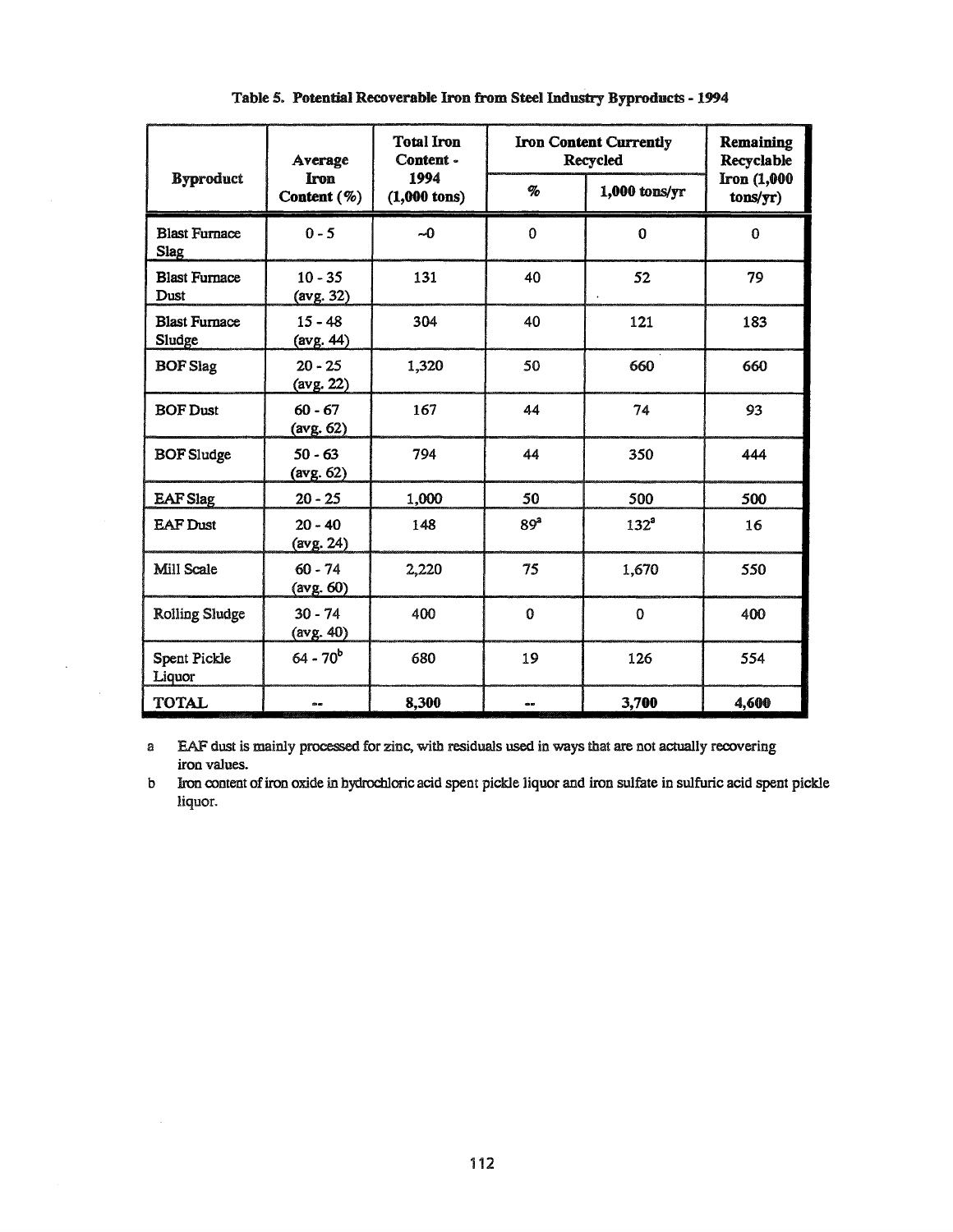**Table 5. Potential Recoverable Iron from Steel Industry Byproducts - 1994**

| Byproduct | Average Iron Content (%) | Total Iron Content - 1994 (1,000 tons) | Iron Content Currently Recycled | | Remaining Recyclable Iron (1,000 tons/yr) |
|---|---|---|---|---|---|
| | | | % | 1,000 tons/yr | |
| Blast Furnace Slag | 0 - 5 | ~0 | 0 | 0 | 0 |
| Blast Furnace Dust | 10 - 35 (avg. 32) | 131 | 40 | 52 | 79 |
| Blast Furnace Sludge | 15 - 48 (avg. 44) | 304 | 40 | 121 | 183 |
| BOF Slag | 20 - 25 (avg. 22) | 1,320 | 50 | 660 | 660 |
| BOF Dust | 60 - 67 (avg. 62) | 167 | 44 | 74 | 93 |
| BOF Sludge | 50 - 63 (avg. 62) | 794 | 44 | 350 | 444 |
| EAF Slag | 20 - 25 | 1,000 | 50 | 500 | 500 |
| EAF Dust | 20 - 40 (avg. 24) | 148 | 89[a] | 132[a] | 16 |
| Mill Scale | 60 - 74 (avg. 60) | 2,220 | 75 | 1,670 | 550 |
| Rolling Sludge | 30 - 74 (avg. 40) | 400 | 0 | 0 | 400 |
| Spent Pickle Liquor | 64 - 70[b] | 680 | 19 | 126 | 554 |
| **TOTAL** | -- | **8,300** | -- | **3,700** | **4,600** |

a EAF dust is mainly processed for zinc, with residuals used in ways that are not actually recovering iron values.

b Iron content of iron oxide in hydrochloric acid spent pickle liquor and iron sulfate in sulfuric acid spent pickle liquor.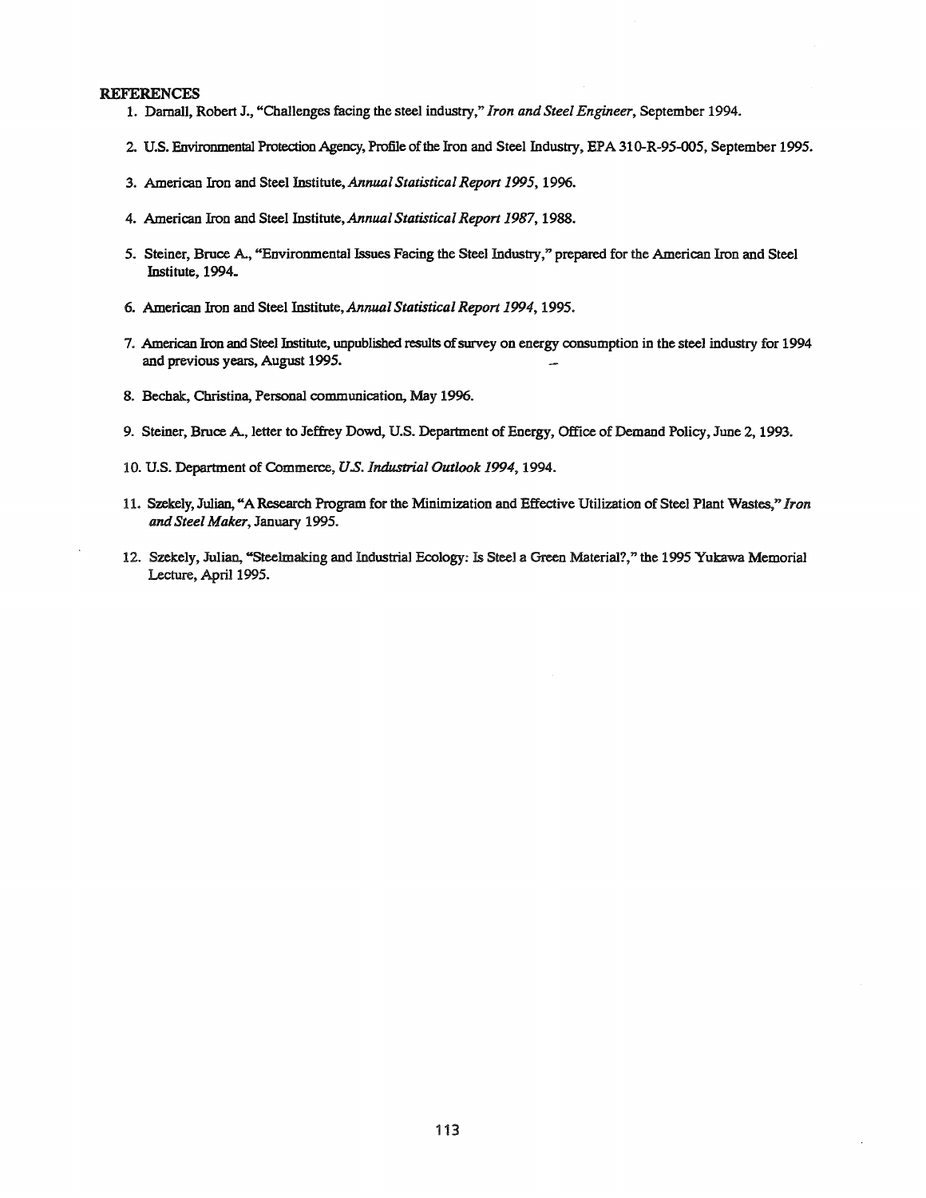## REFERENCES

1. Darnall, Robert J., "Challenges facing the steel industry," *Iron and Steel Engineer*, September 1994.

2. U.S. Environmental Protection Agency, Profile of the Iron and Steel Industry, EPA 310-R-95-005, September 1995.

3. American Iron and Steel Institute, *Annual Statistical Report 1995*, 1996.

4. American Iron and Steel Institute, *Annual Statistical Report 1987*, 1988.

5. Steiner, Bruce A., "Environmental Issues Facing the Steel Industry," prepared for the American Iron and Steel Institute, 1994.

6. American Iron and Steel Institute, *Annual Statistical Report 1994*, 1995.

7. American Iron and Steel Institute, unpublished results of survey on energy consumption in the steel industry for 1994 and previous years, August 1995.

8. Bechak, Christina, Personal communication, May 1996.

9. Steiner, Bruce A., letter to Jeffrey Dowd, U.S. Department of Energy, Office of Demand Policy, June 2, 1993.

10. U.S. Department of Commerce, *U.S. Industrial Outlook 1994*, 1994.

11. Szekely, Julian, "A Research Program for the Minimization and Effective Utilization of Steel Plant Wastes," *Iron and Steel Maker*, January 1995.

12. Szekely, Julian, "Steelmaking and Industrial Ecology: Is Steel a Green Material?," the 1995 Yukawa Memorial Lecture, April 1995.